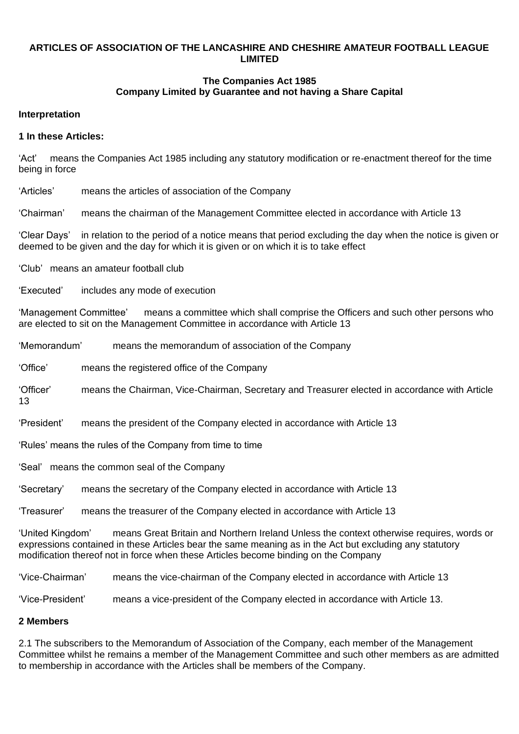**ARTICLES OF ASSOCIATION OF THE LANCASHIRE AND CHESHIRE AMATEUR FOOTBALL LEAGUE LIMITED**

**The Companies Act 1985**
**Company Limited by Guarantee and not having a Share Capital**

**Interpretation**

**1 In these Articles:**

'Act' means the Companies Act 1985 including any statutory modification or re-enactment thereof for the time being in force

'Articles' means the articles of association of the Company

'Chairman' means the chairman of the Management Committee elected in accordance with Article 13

'Clear Days' in relation to the period of a notice means that period excluding the day when the notice is given or deemed to be given and the day for which it is given or on which it is to take effect

'Club' means an amateur football club

'Executed' includes any mode of execution

'Management Committee' means a committee which shall comprise the Officers and such other persons who are elected to sit on the Management Committee in accordance with Article 13

'Memorandum' means the memorandum of association of the Company

'Office' means the registered office of the Company

'Officer' means the Chairman, Vice-Chairman, Secretary and Treasurer elected in accordance with Article 13

'President' means the president of the Company elected in accordance with Article 13

'Rules' means the rules of the Company from time to time

'Seal' means the common seal of the Company

'Secretary' means the secretary of the Company elected in accordance with Article 13

'Treasurer' means the treasurer of the Company elected in accordance with Article 13

'United Kingdom' means Great Britain and Northern Ireland Unless the context otherwise requires, words or expressions contained in these Articles bear the same meaning as in the Act but excluding any statutory modification thereof not in force when these Articles become binding on the Company

'Vice-Chairman' means the vice-chairman of the Company elected in accordance with Article 13

'Vice-President' means a vice-president of the Company elected in accordance with Article 13.

**2 Members**

2.1 The subscribers to the Memorandum of Association of the Company, each member of the Management Committee whilst he remains a member of the Management Committee and such other members as are admitted to membership in accordance with the Articles shall be members of the Company.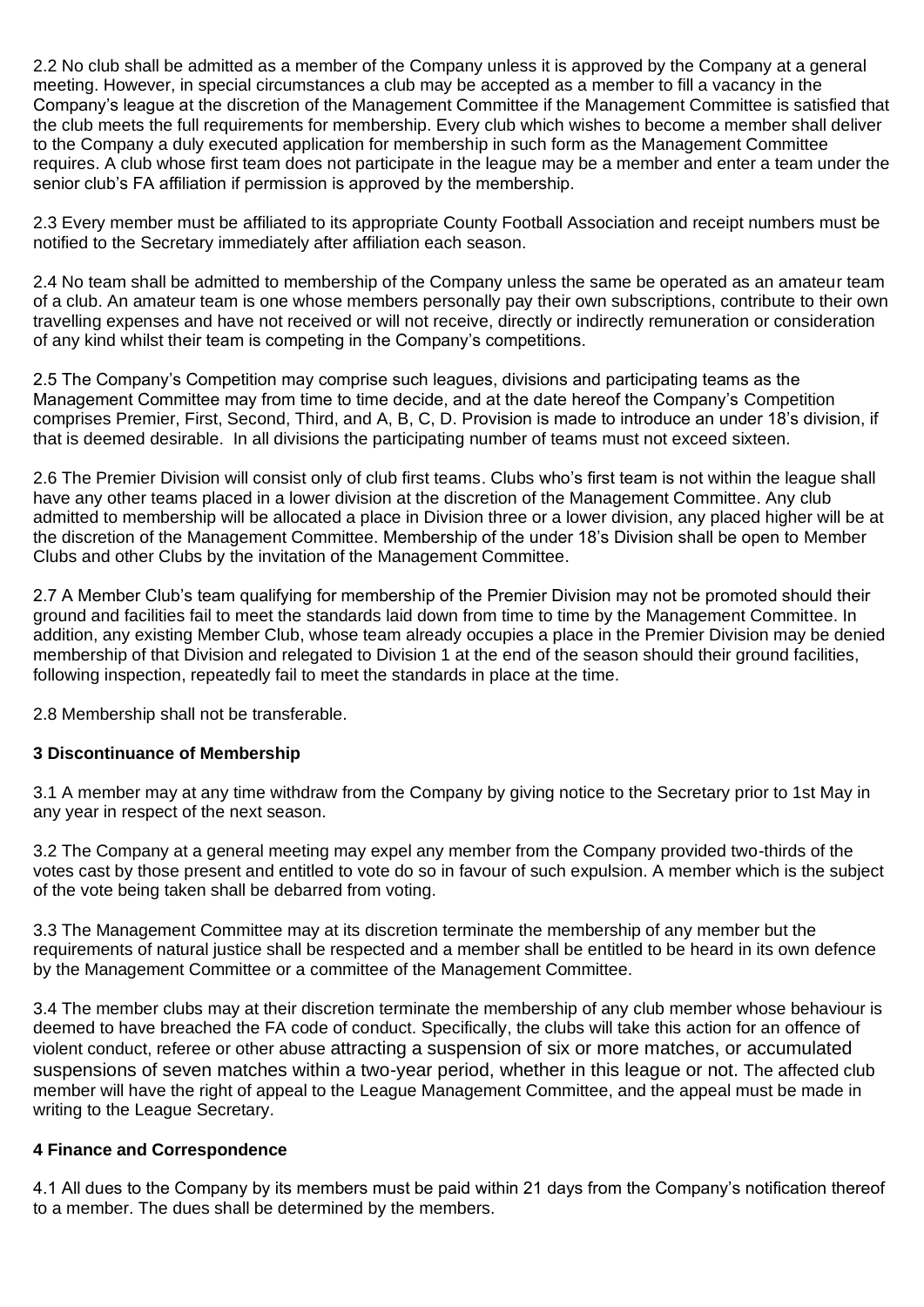2.2 No club shall be admitted as a member of the Company unless it is approved by the Company at a general meeting. However, in special circumstances a club may be accepted as a member to fill a vacancy in the Company's league at the discretion of the Management Committee if the Management Committee is satisfied that the club meets the full requirements for membership. Every club which wishes to become a member shall deliver to the Company a duly executed application for membership in such form as the Management Committee requires. A club whose first team does not participate in the league may be a member and enter a team under the senior club's FA affiliation if permission is approved by the membership.

2.3 Every member must be affiliated to its appropriate County Football Association and receipt numbers must be notified to the Secretary immediately after affiliation each season.

2.4 No team shall be admitted to membership of the Company unless the same be operated as an amateur team of a club. An amateur team is one whose members personally pay their own subscriptions, contribute to their own travelling expenses and have not received or will not receive, directly or indirectly remuneration or consideration of any kind whilst their team is competing in the Company's competitions.

2.5 The Company's Competition may comprise such leagues, divisions and participating teams as the Management Committee may from time to time decide, and at the date hereof the Company's Competition comprises Premier, First, Second, Third, and A, B, C, D. Provision is made to introduce an under 18's division, if that is deemed desirable. In all divisions the participating number of teams must not exceed sixteen.

2.6 The Premier Division will consist only of club first teams. Clubs who's first team is not within the league shall have any other teams placed in a lower division at the discretion of the Management Committee. Any club admitted to membership will be allocated a place in Division three or a lower division, any placed higher will be at the discretion of the Management Committee. Membership of the under 18's Division shall be open to Member Clubs and other Clubs by the invitation of the Management Committee.

2.7 A Member Club's team qualifying for membership of the Premier Division may not be promoted should their ground and facilities fail to meet the standards laid down from time to time by the Management Committee. In addition, any existing Member Club, whose team already occupies a place in the Premier Division may be denied membership of that Division and relegated to Division 1 at the end of the season should their ground facilities, following inspection, repeatedly fail to meet the standards in place at the time.

2.8 Membership shall not be transferable.

### 3 Discontinuance of Membership

3.1 A member may at any time withdraw from the Company by giving notice to the Secretary prior to 1st May in any year in respect of the next season.

3.2 The Company at a general meeting may expel any member from the Company provided two-thirds of the votes cast by those present and entitled to vote do so in favour of such expulsion. A member which is the subject of the vote being taken shall be debarred from voting.

3.3 The Management Committee may at its discretion terminate the membership of any member but the requirements of natural justice shall be respected and a member shall be entitled to be heard in its own defence by the Management Committee or a committee of the Management Committee.

3.4 The member clubs may at their discretion terminate the membership of any club member whose behaviour is deemed to have breached the FA code of conduct. Specifically, the clubs will take this action for an offence of violent conduct, referee or other abuse attracting a suspension of six or more matches, or accumulated suspensions of seven matches within a two-year period, whether in this league or not. The affected club member will have the right of appeal to the League Management Committee, and the appeal must be made in writing to the League Secretary.

### 4 Finance and Correspondence

4.1 All dues to the Company by its members must be paid within 21 days from the Company's notification thereof to a member. The dues shall be determined by the members.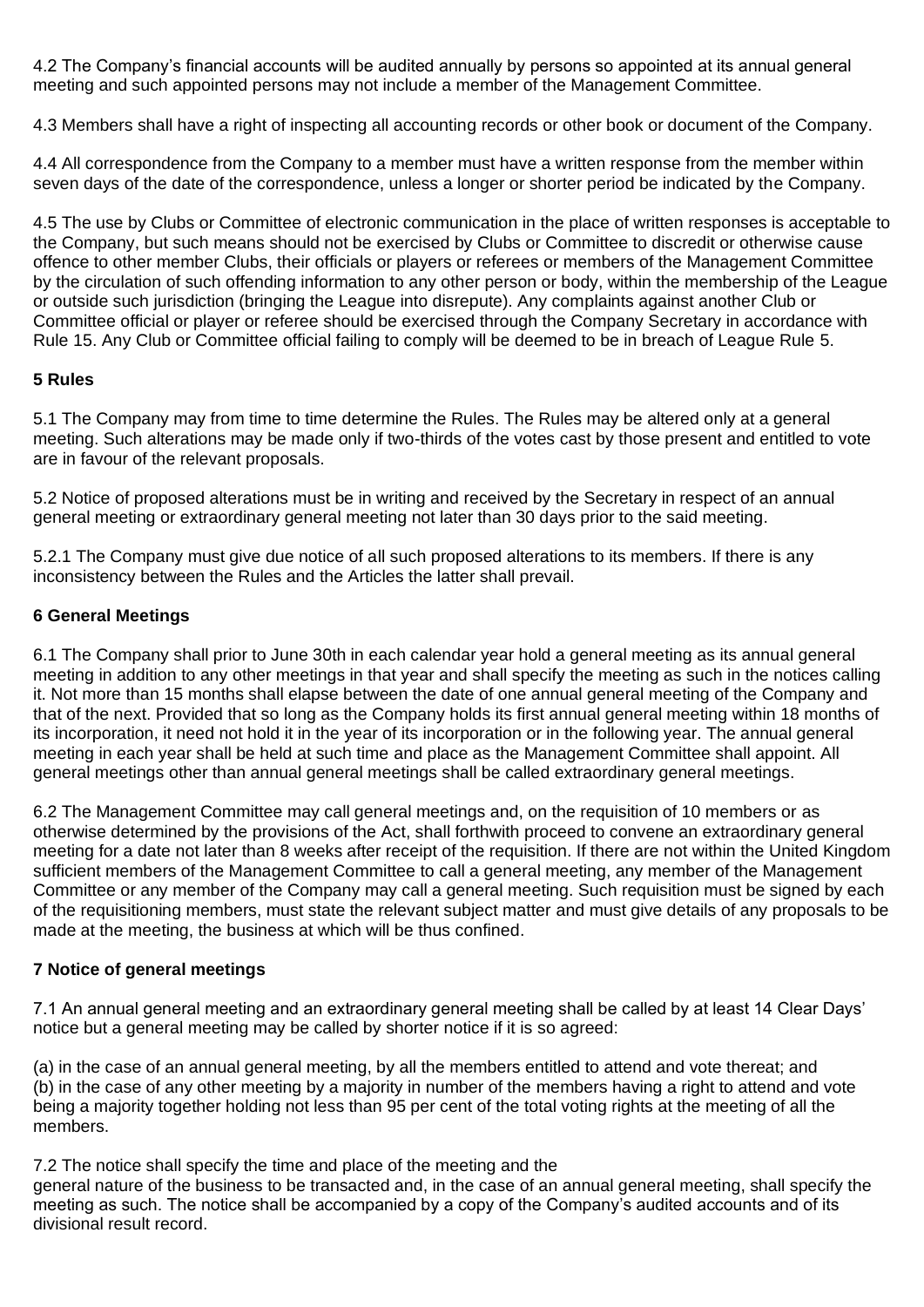4.2 The Company's financial accounts will be audited annually by persons so appointed at its annual general meeting and such appointed persons may not include a member of the Management Committee.

4.3 Members shall have a right of inspecting all accounting records or other book or document of the Company.

4.4 All correspondence from the Company to a member must have a written response from the member within seven days of the date of the correspondence, unless a longer or shorter period be indicated by the Company.

4.5 The use by Clubs or Committee of electronic communication in the place of written responses is acceptable to the Company, but such means should not be exercised by Clubs or Committee to discredit or otherwise cause offence to other member Clubs, their officials or players or referees or members of the Management Committee by the circulation of such offending information to any other person or body, within the membership of the League or outside such jurisdiction (bringing the League into disrepute). Any complaints against another Club or Committee official or player or referee should be exercised through the Company Secretary in accordance with Rule 15. Any Club or Committee official failing to comply will be deemed to be in breach of League Rule 5.

**5 Rules**

5.1 The Company may from time to time determine the Rules. The Rules may be altered only at a general meeting. Such alterations may be made only if two-thirds of the votes cast by those present and entitled to vote are in favour of the relevant proposals.

5.2 Notice of proposed alterations must be in writing and received by the Secretary in respect of an annual general meeting or extraordinary general meeting not later than 30 days prior to the said meeting.

5.2.1 The Company must give due notice of all such proposed alterations to its members. If there is any inconsistency between the Rules and the Articles the latter shall prevail.

**6 General Meetings**

6.1 The Company shall prior to June 30th in each calendar year hold a general meeting as its annual general meeting in addition to any other meetings in that year and shall specify the meeting as such in the notices calling it. Not more than 15 months shall elapse between the date of one annual general meeting of the Company and that of the next. Provided that so long as the Company holds its first annual general meeting within 18 months of its incorporation, it need not hold it in the year of its incorporation or in the following year. The annual general meeting in each year shall be held at such time and place as the Management Committee shall appoint. All general meetings other than annual general meetings shall be called extraordinary general meetings.

6.2 The Management Committee may call general meetings and, on the requisition of 10 members or as otherwise determined by the provisions of the Act, shall forthwith proceed to convene an extraordinary general meeting for a date not later than 8 weeks after receipt of the requisition. If there are not within the United Kingdom sufficient members of the Management Committee to call a general meeting, any member of the Management Committee or any member of the Company may call a general meeting. Such requisition must be signed by each of the requisitioning members, must state the relevant subject matter and must give details of any proposals to be made at the meeting, the business at which will be thus confined.

**7 Notice of general meetings**

7.1 An annual general meeting and an extraordinary general meeting shall be called by at least 14 Clear Days' notice but a general meeting may be called by shorter notice if it is so agreed:

(a) in the case of an annual general meeting, by all the members entitled to attend and vote thereat; and
(b) in the case of any other meeting by a majority in number of the members having a right to attend and vote being a majority together holding not less than 95 per cent of the total voting rights at the meeting of all the members.

7.2 The notice shall specify the time and place of the meeting and the general nature of the business to be transacted and, in the case of an annual general meeting, shall specify the meeting as such. The notice shall be accompanied by a copy of the Company's audited accounts and of its divisional result record.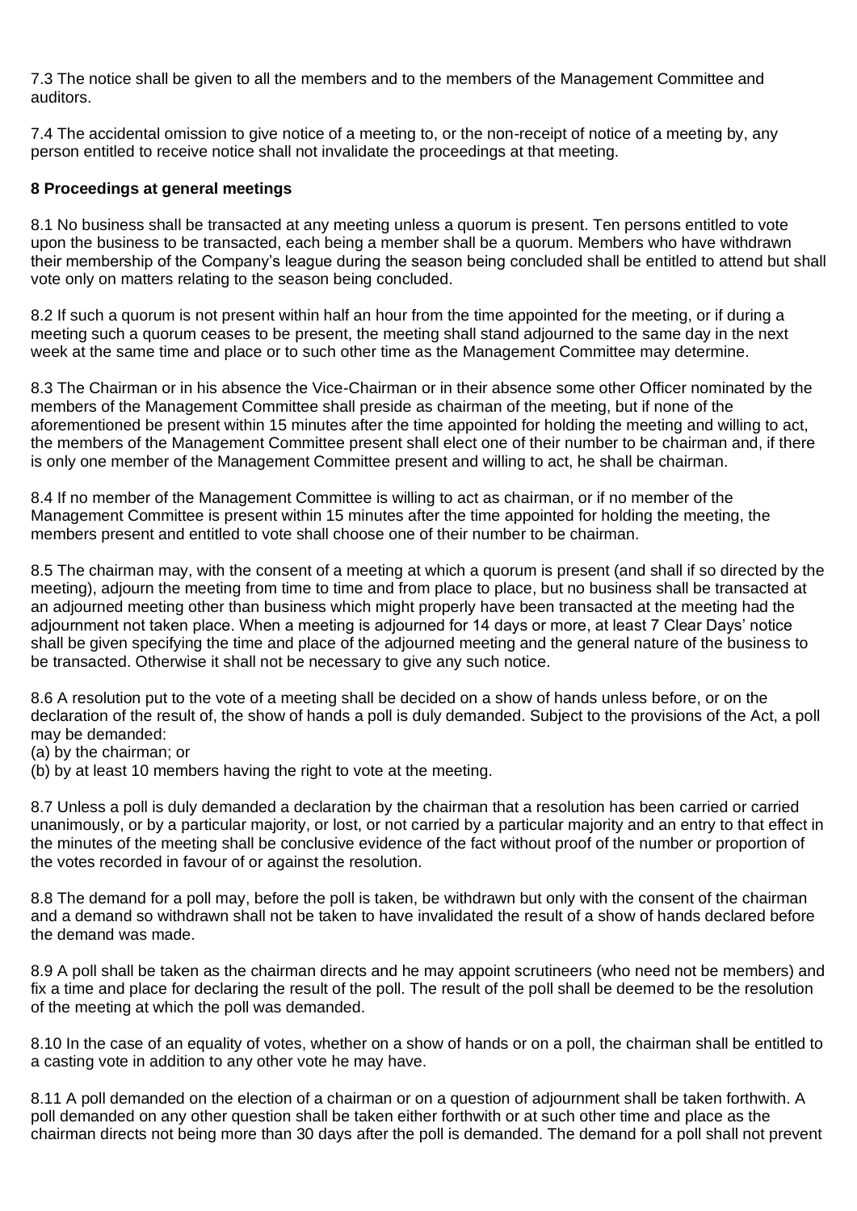7.3 The notice shall be given to all the members and to the members of the Management Committee and auditors.

7.4 The accidental omission to give notice of a meeting to, or the non-receipt of notice of a meeting by, any person entitled to receive notice shall not invalidate the proceedings at that meeting.

**8 Proceedings at general meetings**

8.1 No business shall be transacted at any meeting unless a quorum is present. Ten persons entitled to vote upon the business to be transacted, each being a member shall be a quorum. Members who have withdrawn their membership of the Company's league during the season being concluded shall be entitled to attend but shall vote only on matters relating to the season being concluded.

8.2 If such a quorum is not present within half an hour from the time appointed for the meeting, or if during a meeting such a quorum ceases to be present, the meeting shall stand adjourned to the same day in the next week at the same time and place or to such other time as the Management Committee may determine.

8.3 The Chairman or in his absence the Vice-Chairman or in their absence some other Officer nominated by the members of the Management Committee shall preside as chairman of the meeting, but if none of the aforementioned be present within 15 minutes after the time appointed for holding the meeting and willing to act, the members of the Management Committee present shall elect one of their number to be chairman and, if there is only one member of the Management Committee present and willing to act, he shall be chairman.

8.4 If no member of the Management Committee is willing to act as chairman, or if no member of the Management Committee is present within 15 minutes after the time appointed for holding the meeting, the members present and entitled to vote shall choose one of their number to be chairman.

8.5 The chairman may, with the consent of a meeting at which a quorum is present (and shall if so directed by the meeting), adjourn the meeting from time to time and from place to place, but no business shall be transacted at an adjourned meeting other than business which might properly have been transacted at the meeting had the adjournment not taken place. When a meeting is adjourned for 14 days or more, at least 7 Clear Days' notice shall be given specifying the time and place of the adjourned meeting and the general nature of the business to be transacted. Otherwise it shall not be necessary to give any such notice.

8.6 A resolution put to the vote of a meeting shall be decided on a show of hands unless before, or on the declaration of the result of, the show of hands a poll is duly demanded. Subject to the provisions of the Act, a poll may be demanded:
(a) by the chairman; or
(b) by at least 10 members having the right to vote at the meeting.

8.7 Unless a poll is duly demanded a declaration by the chairman that a resolution has been carried or carried unanimously, or by a particular majority, or lost, or not carried by a particular majority and an entry to that effect in the minutes of the meeting shall be conclusive evidence of the fact without proof of the number or proportion of the votes recorded in favour of or against the resolution.

8.8 The demand for a poll may, before the poll is taken, be withdrawn but only with the consent of the chairman and a demand so withdrawn shall not be taken to have invalidated the result of a show of hands declared before the demand was made.

8.9 A poll shall be taken as the chairman directs and he may appoint scrutineers (who need not be members) and fix a time and place for declaring the result of the poll. The result of the poll shall be deemed to be the resolution of the meeting at which the poll was demanded.

8.10 In the case of an equality of votes, whether on a show of hands or on a poll, the chairman shall be entitled to a casting vote in addition to any other vote he may have.

8.11 A poll demanded on the election of a chairman or on a question of adjournment shall be taken forthwith. A poll demanded on any other question shall be taken either forthwith or at such other time and place as the chairman directs not being more than 30 days after the poll is demanded. The demand for a poll shall not prevent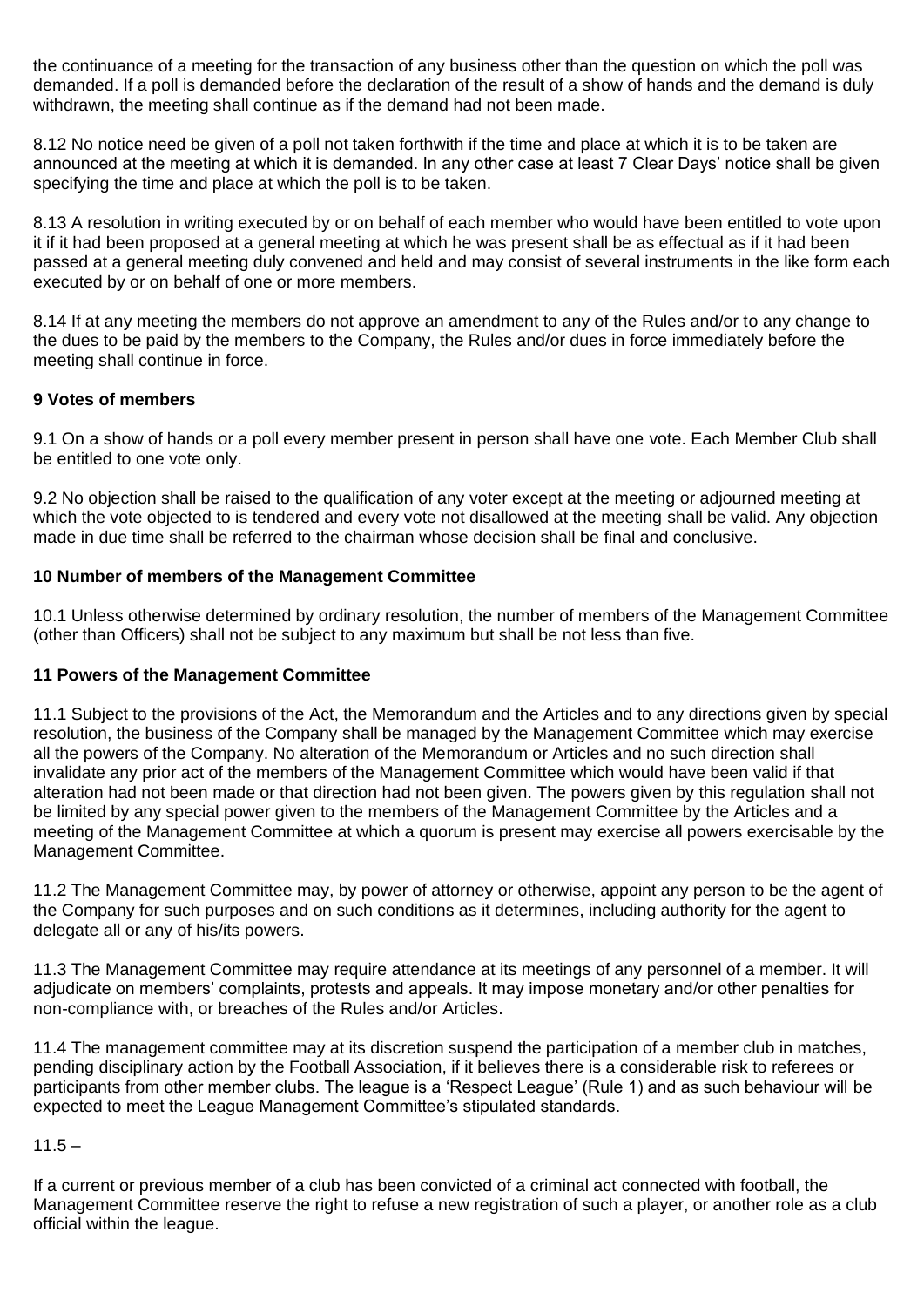the continuance of a meeting for the transaction of any business other than the question on which the poll was demanded. If a poll is demanded before the declaration of the result of a show of hands and the demand is duly withdrawn, the meeting shall continue as if the demand had not been made.

8.12 No notice need be given of a poll not taken forthwith if the time and place at which it is to be taken are announced at the meeting at which it is demanded. In any other case at least 7 Clear Days' notice shall be given specifying the time and place at which the poll is to be taken.

8.13 A resolution in writing executed by or on behalf of each member who would have been entitled to vote upon it if it had been proposed at a general meeting at which he was present shall be as effectual as if it had been passed at a general meeting duly convened and held and may consist of several instruments in the like form each executed by or on behalf of one or more members.

8.14 If at any meeting the members do not approve an amendment to any of the Rules and/or to any change to the dues to be paid by the members to the Company, the Rules and/or dues in force immediately before the meeting shall continue in force.

## 9 Votes of members

9.1 On a show of hands or a poll every member present in person shall have one vote. Each Member Club shall be entitled to one vote only.

9.2 No objection shall be raised to the qualification of any voter except at the meeting or adjourned meeting at which the vote objected to is tendered and every vote not disallowed at the meeting shall be valid. Any objection made in due time shall be referred to the chairman whose decision shall be final and conclusive.

## 10 Number of members of the Management Committee

10.1 Unless otherwise determined by ordinary resolution, the number of members of the Management Committee (other than Officers) shall not be subject to any maximum but shall be not less than five.

## 11 Powers of the Management Committee

11.1 Subject to the provisions of the Act, the Memorandum and the Articles and to any directions given by special resolution, the business of the Company shall be managed by the Management Committee which may exercise all the powers of the Company. No alteration of the Memorandum or Articles and no such direction shall invalidate any prior act of the members of the Management Committee which would have been valid if that alteration had not been made or that direction had not been given. The powers given by this regulation shall not be limited by any special power given to the members of the Management Committee by the Articles and a meeting of the Management Committee at which a quorum is present may exercise all powers exercisable by the Management Committee.

11.2 The Management Committee may, by power of attorney or otherwise, appoint any person to be the agent of the Company for such purposes and on such conditions as it determines, including authority for the agent to delegate all or any of his/its powers.

11.3 The Management Committee may require attendance at its meetings of any personnel of a member. It will adjudicate on members' complaints, protests and appeals. It may impose monetary and/or other penalties for non-compliance with, or breaches of the Rules and/or Articles.

11.4 The management committee may at its discretion suspend the participation of a member club in matches, pending disciplinary action by the Football Association, if it believes there is a considerable risk to referees or participants from other member clubs. The league is a 'Respect League' (Rule 1) and as such behaviour will be expected to meet the League Management Committee's stipulated standards.

11.5 –

If a current or previous member of a club has been convicted of a criminal act connected with football, the Management Committee reserve the right to refuse a new registration of such a player, or another role as a club official within the league.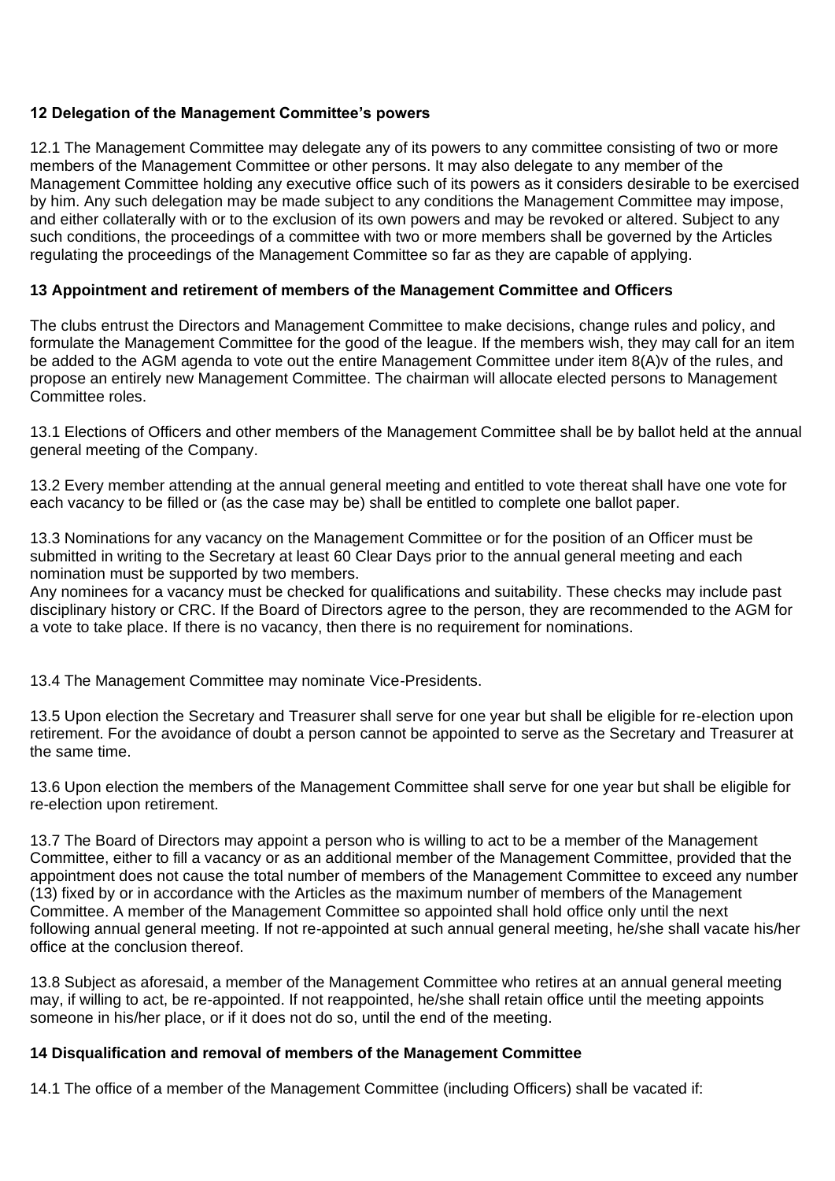### 12 Delegation of the Management Committee's powers

12.1 The Management Committee may delegate any of its powers to any committee consisting of two or more members of the Management Committee or other persons. It may also delegate to any member of the Management Committee holding any executive office such of its powers as it considers desirable to be exercised by him. Any such delegation may be made subject to any conditions the Management Committee may impose, and either collaterally with or to the exclusion of its own powers and may be revoked or altered. Subject to any such conditions, the proceedings of a committee with two or more members shall be governed by the Articles regulating the proceedings of the Management Committee so far as they are capable of applying.

### 13 Appointment and retirement of members of the Management Committee and Officers

The clubs entrust the Directors and Management Committee to make decisions, change rules and policy, and formulate the Management Committee for the good of the league. If the members wish, they may call for an item be added to the AGM agenda to vote out the entire Management Committee under item 8(A)v of the rules, and propose an entirely new Management Committee. The chairman will allocate elected persons to Management Committee roles.

13.1 Elections of Officers and other members of the Management Committee shall be by ballot held at the annual general meeting of the Company.

13.2 Every member attending at the annual general meeting and entitled to vote thereat shall have one vote for each vacancy to be filled or (as the case may be) shall be entitled to complete one ballot paper.

13.3 Nominations for any vacancy on the Management Committee or for the position of an Officer must be submitted in writing to the Secretary at least 60 Clear Days prior to the annual general meeting and each nomination must be supported by two members.
Any nominees for a vacancy must be checked for qualifications and suitability. These checks may include past disciplinary history or CRC. If the Board of Directors agree to the person, they are recommended to the AGM for a vote to take place. If there is no vacancy, then there is no requirement for nominations.

13.4 The Management Committee may nominate Vice-Presidents.

13.5 Upon election the Secretary and Treasurer shall serve for one year but shall be eligible for re-election upon retirement. For the avoidance of doubt a person cannot be appointed to serve as the Secretary and Treasurer at the same time.

13.6 Upon election the members of the Management Committee shall serve for one year but shall be eligible for re-election upon retirement.

13.7 The Board of Directors may appoint a person who is willing to act to be a member of the Management Committee, either to fill a vacancy or as an additional member of the Management Committee, provided that the appointment does not cause the total number of members of the Management Committee to exceed any number (13) fixed by or in accordance with the Articles as the maximum number of members of the Management Committee. A member of the Management Committee so appointed shall hold office only until the next following annual general meeting. If not re-appointed at such annual general meeting, he/she shall vacate his/her office at the conclusion thereof.

13.8 Subject as aforesaid, a member of the Management Committee who retires at an annual general meeting may, if willing to act, be re-appointed. If not reappointed, he/she shall retain office until the meeting appoints someone in his/her place, or if it does not do so, until the end of the meeting.

### 14 Disqualification and removal of members of the Management Committee

14.1 The office of a member of the Management Committee (including Officers) shall be vacated if: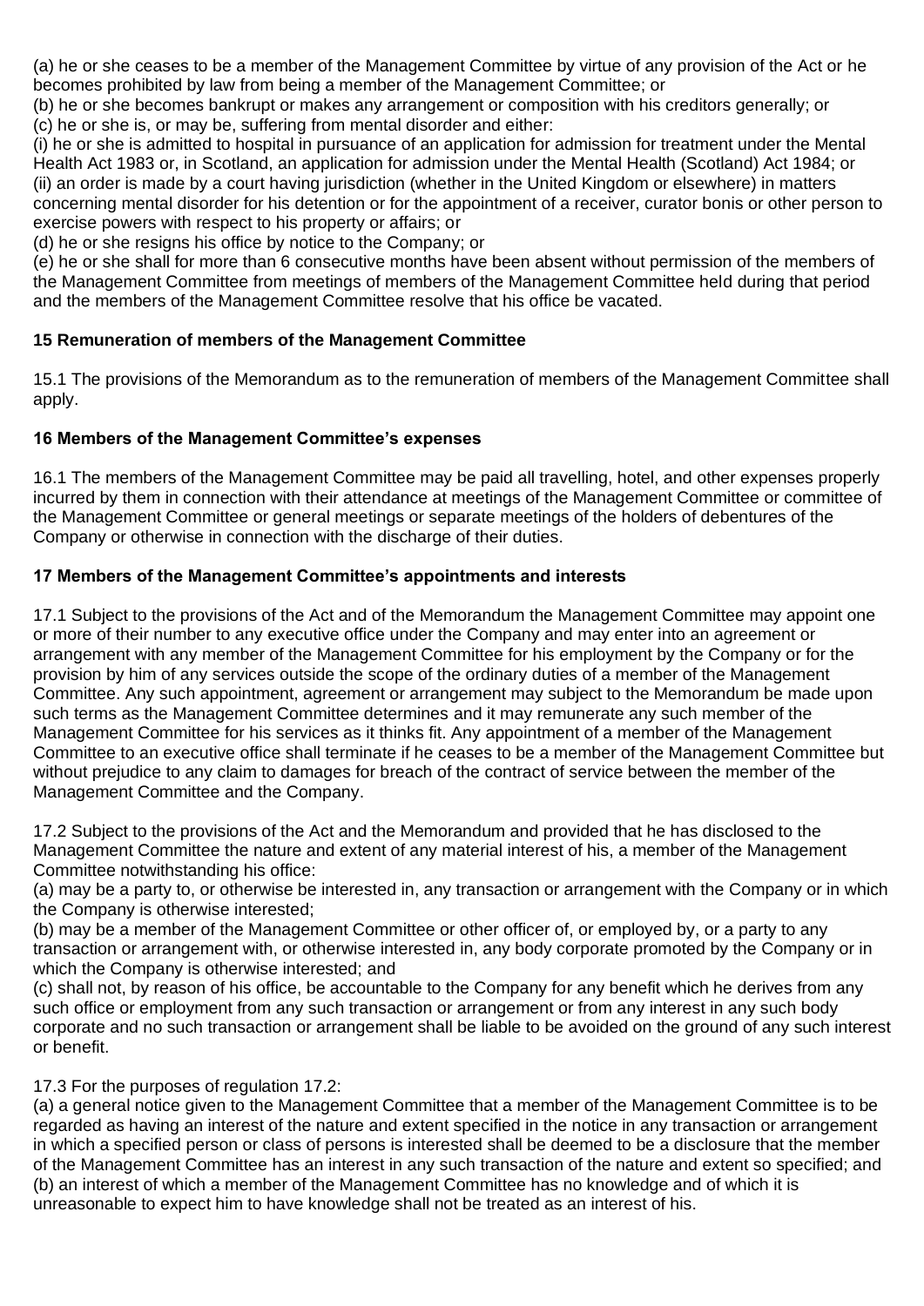(a) he or she ceases to be a member of the Management Committee by virtue of any provision of the Act or he becomes prohibited by law from being a member of the Management Committee; or

(b) he or she becomes bankrupt or makes any arrangement or composition with his creditors generally; or

(c) he or she is, or may be, suffering from mental disorder and either:

(i) he or she is admitted to hospital in pursuance of an application for admission for treatment under the Mental Health Act 1983 or, in Scotland, an application for admission under the Mental Health (Scotland) Act 1984; or

(ii) an order is made by a court having jurisdiction (whether in the United Kingdom or elsewhere) in matters concerning mental disorder for his detention or for the appointment of a receiver, curator bonis or other person to exercise powers with respect to his property or affairs; or

(d) he or she resigns his office by notice to the Company; or

(e) he or she shall for more than 6 consecutive months have been absent without permission of the members of the Management Committee from meetings of members of the Management Committee held during that period and the members of the Management Committee resolve that his office be vacated.

## 15 Remuneration of members of the Management Committee

15.1 The provisions of the Memorandum as to the remuneration of members of the Management Committee shall apply.

## 16 Members of the Management Committee's expenses

16.1 The members of the Management Committee may be paid all travelling, hotel, and other expenses properly incurred by them in connection with their attendance at meetings of the Management Committee or committee of the Management Committee or general meetings or separate meetings of the holders of debentures of the Company or otherwise in connection with the discharge of their duties.

## 17 Members of the Management Committee's appointments and interests

17.1 Subject to the provisions of the Act and of the Memorandum the Management Committee may appoint one or more of their number to any executive office under the Company and may enter into an agreement or arrangement with any member of the Management Committee for his employment by the Company or for the provision by him of any services outside the scope of the ordinary duties of a member of the Management Committee. Any such appointment, agreement or arrangement may subject to the Memorandum be made upon such terms as the Management Committee determines and it may remunerate any such member of the Management Committee for his services as it thinks fit. Any appointment of a member of the Management Committee to an executive office shall terminate if he ceases to be a member of the Management Committee but without prejudice to any claim to damages for breach of the contract of service between the member of the Management Committee and the Company.

17.2 Subject to the provisions of the Act and the Memorandum and provided that he has disclosed to the Management Committee the nature and extent of any material interest of his, a member of the Management Committee notwithstanding his office:

(a) may be a party to, or otherwise be interested in, any transaction or arrangement with the Company or in which the Company is otherwise interested;

(b) may be a member of the Management Committee or other officer of, or employed by, or a party to any transaction or arrangement with, or otherwise interested in, any body corporate promoted by the Company or in which the Company is otherwise interested; and

(c) shall not, by reason of his office, be accountable to the Company for any benefit which he derives from any such office or employment from any such transaction or arrangement or from any interest in any such body corporate and no such transaction or arrangement shall be liable to be avoided on the ground of any such interest or benefit.

17.3 For the purposes of regulation 17.2:

(a) a general notice given to the Management Committee that a member of the Management Committee is to be regarded as having an interest of the nature and extent specified in the notice in any transaction or arrangement in which a specified person or class of persons is interested shall be deemed to be a disclosure that the member of the Management Committee has an interest in any such transaction of the nature and extent so specified; and

(b) an interest of which a member of the Management Committee has no knowledge and of which it is unreasonable to expect him to have knowledge shall not be treated as an interest of his.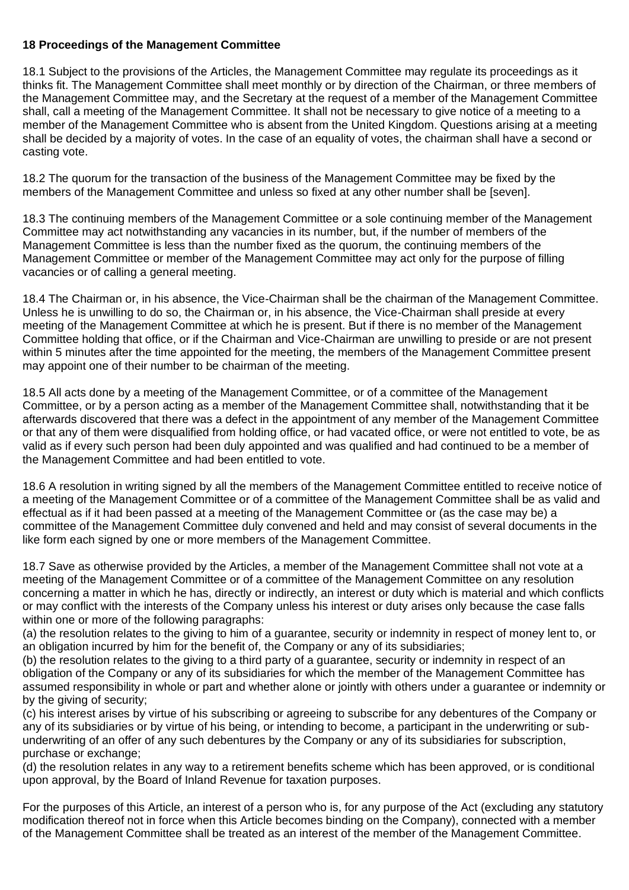**18 Proceedings of the Management Committee**

18.1 Subject to the provisions of the Articles, the Management Committee may regulate its proceedings as it thinks fit. The Management Committee shall meet monthly or by direction of the Chairman, or three members of the Management Committee may, and the Secretary at the request of a member of the Management Committee shall, call a meeting of the Management Committee. It shall not be necessary to give notice of a meeting to a member of the Management Committee who is absent from the United Kingdom. Questions arising at a meeting shall be decided by a majority of votes. In the case of an equality of votes, the chairman shall have a second or casting vote.

18.2 The quorum for the transaction of the business of the Management Committee may be fixed by the members of the Management Committee and unless so fixed at any other number shall be [seven].

18.3 The continuing members of the Management Committee or a sole continuing member of the Management Committee may act notwithstanding any vacancies in its number, but, if the number of members of the Management Committee is less than the number fixed as the quorum, the continuing members of the Management Committee or member of the Management Committee may act only for the purpose of filling vacancies or of calling a general meeting.

18.4 The Chairman or, in his absence, the Vice-Chairman shall be the chairman of the Management Committee. Unless he is unwilling to do so, the Chairman or, in his absence, the Vice-Chairman shall preside at every meeting of the Management Committee at which he is present. But if there is no member of the Management Committee holding that office, or if the Chairman and Vice-Chairman are unwilling to preside or are not present within 5 minutes after the time appointed for the meeting, the members of the Management Committee present may appoint one of their number to be chairman of the meeting.

18.5 All acts done by a meeting of the Management Committee, or of a committee of the Management Committee, or by a person acting as a member of the Management Committee shall, notwithstanding that it be afterwards discovered that there was a defect in the appointment of any member of the Management Committee or that any of them were disqualified from holding office, or had vacated office, or were not entitled to vote, be as valid as if every such person had been duly appointed and was qualified and had continued to be a member of the Management Committee and had been entitled to vote.

18.6 A resolution in writing signed by all the members of the Management Committee entitled to receive notice of a meeting of the Management Committee or of a committee of the Management Committee shall be as valid and effectual as if it had been passed at a meeting of the Management Committee or (as the case may be) a committee of the Management Committee duly convened and held and may consist of several documents in the like form each signed by one or more members of the Management Committee.

18.7 Save as otherwise provided by the Articles, a member of the Management Committee shall not vote at a meeting of the Management Committee or of a committee of the Management Committee on any resolution concerning a matter in which he has, directly or indirectly, an interest or duty which is material and which conflicts or may conflict with the interests of the Company unless his interest or duty arises only because the case falls within one or more of the following paragraphs:

(a) the resolution relates to the giving to him of a guarantee, security or indemnity in respect of money lent to, or an obligation incurred by him for the benefit of, the Company or any of its subsidiaries;

(b) the resolution relates to the giving to a third party of a guarantee, security or indemnity in respect of an obligation of the Company or any of its subsidiaries for which the member of the Management Committee has assumed responsibility in whole or part and whether alone or jointly with others under a guarantee or indemnity or by the giving of security;

(c) his interest arises by virtue of his subscribing or agreeing to subscribe for any debentures of the Company or any of its subsidiaries or by virtue of his being, or intending to become, a participant in the underwriting or sub-underwriting of an offer of any such debentures by the Company or any of its subsidiaries for subscription, purchase or exchange;

(d) the resolution relates in any way to a retirement benefits scheme which has been approved, or is conditional upon approval, by the Board of Inland Revenue for taxation purposes.

For the purposes of this Article, an interest of a person who is, for any purpose of the Act (excluding any statutory modification thereof not in force when this Article becomes binding on the Company), connected with a member of the Management Committee shall be treated as an interest of the member of the Management Committee.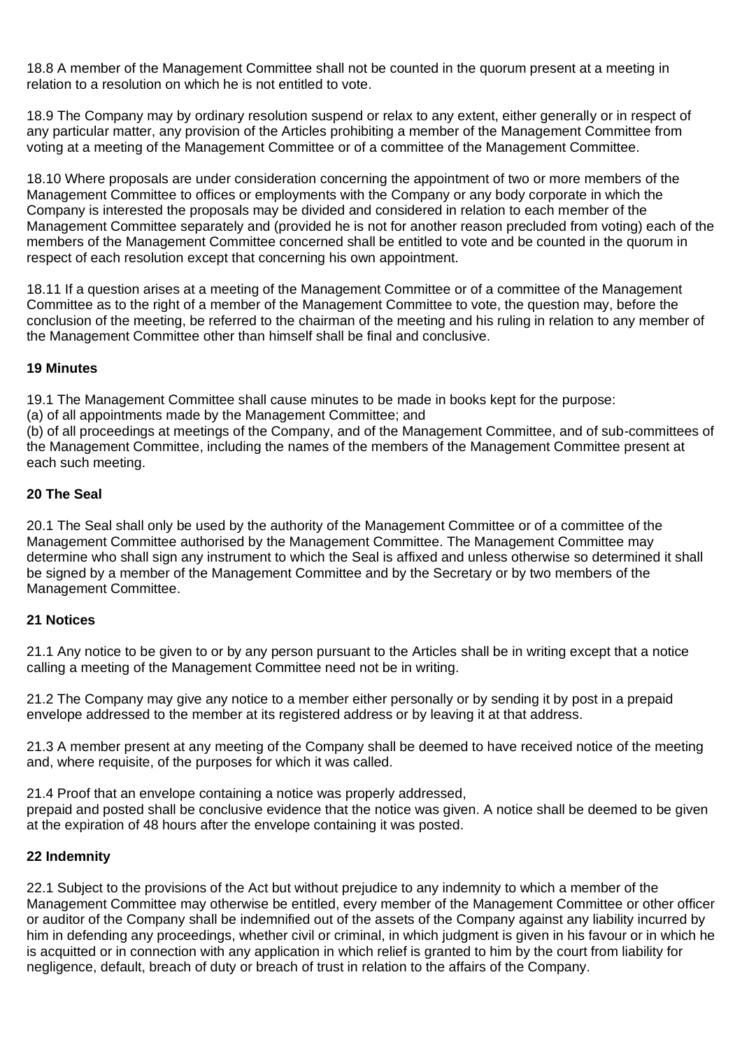18.8 A member of the Management Committee shall not be counted in the quorum present at a meeting in relation to a resolution on which he is not entitled to vote.

18.9 The Company may by ordinary resolution suspend or relax to any extent, either generally or in respect of any particular matter, any provision of the Articles prohibiting a member of the Management Committee from voting at a meeting of the Management Committee or of a committee of the Management Committee.

18.10 Where proposals are under consideration concerning the appointment of two or more members of the Management Committee to offices or employments with the Company or any body corporate in which the Company is interested the proposals may be divided and considered in relation to each member of the Management Committee separately and (provided he is not for another reason precluded from voting) each of the members of the Management Committee concerned shall be entitled to vote and be counted in the quorum in respect of each resolution except that concerning his own appointment.

18.11 If a question arises at a meeting of the Management Committee or of a committee of the Management Committee as to the right of a member of the Management Committee to vote, the question may, before the conclusion of the meeting, be referred to the chairman of the meeting and his ruling in relation to any member of the Management Committee other than himself shall be final and conclusive.

**19 Minutes**

19.1 The Management Committee shall cause minutes to be made in books kept for the purpose:
(a) of all appointments made by the Management Committee; and
(b) of all proceedings at meetings of the Company, and of the Management Committee, and of sub-committees of the Management Committee, including the names of the members of the Management Committee present at each such meeting.

**20 The Seal**

20.1 The Seal shall only be used by the authority of the Management Committee or of a committee of the Management Committee authorised by the Management Committee. The Management Committee may determine who shall sign any instrument to which the Seal is affixed and unless otherwise so determined it shall be signed by a member of the Management Committee and by the Secretary or by two members of the Management Committee.

**21 Notices**

21.1 Any notice to be given to or by any person pursuant to the Articles shall be in writing except that a notice calling a meeting of the Management Committee need not be in writing.

21.2 The Company may give any notice to a member either personally or by sending it by post in a prepaid envelope addressed to the member at its registered address or by leaving it at that address.

21.3 A member present at any meeting of the Company shall be deemed to have received notice of the meeting and, where requisite, of the purposes for which it was called.

21.4 Proof that an envelope containing a notice was properly addressed,
prepaid and posted shall be conclusive evidence that the notice was given. A notice shall be deemed to be given at the expiration of 48 hours after the envelope containing it was posted.

**22 Indemnity**

22.1 Subject to the provisions of the Act but without prejudice to any indemnity to which a member of the Management Committee may otherwise be entitled, every member of the Management Committee or other officer or auditor of the Company shall be indemnified out of the assets of the Company against any liability incurred by him in defending any proceedings, whether civil or criminal, in which judgment is given in his favour or in which he is acquitted or in connection with any application in which relief is granted to him by the court from liability for negligence, default, breach of duty or breach of trust in relation to the affairs of the Company.